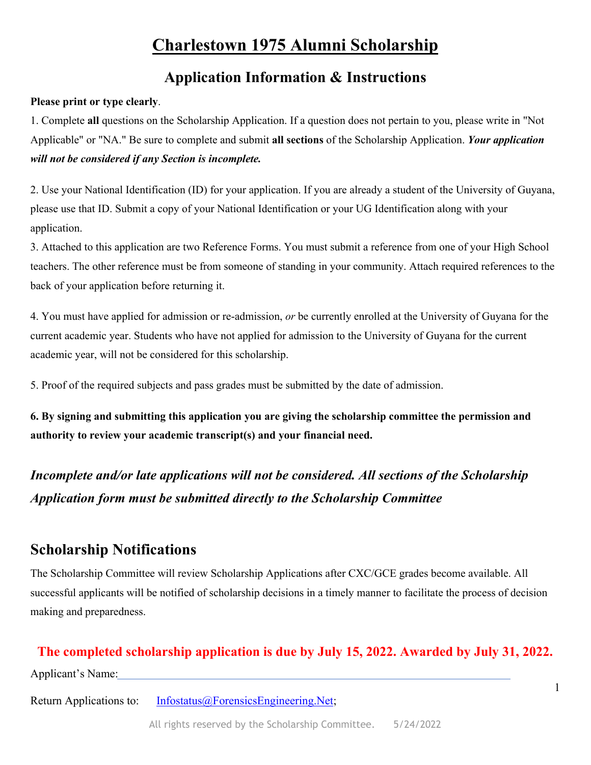# <u>Charlestown 1975 Alumni Scholarship</u>

## Application Information & Instructions

**Please print or type clearly**.

1. Complete **all** questions on the Scholarship Application. If a question does not pertain to you, please write in "Not Applicable" or "NA." Be sure to complete and submit **all sections** of the Scholarship Application. ***Your application will not be considered if any Section is incomplete.***

2. Use your National Identification (ID) for your application. If you are already a student of the University of Guyana, please use that ID. Submit a copy of your National Identification or your UG Identification along with your application.

3. Attached to this application are two Reference Forms. You must submit a reference from one of your High School teachers. The other reference must be from someone of standing in your community. Attach required references to the back of your application before returning it.

4. You must have applied for admission or re-admission, *or* be currently enrolled at the University of Guyana for the current academic year. Students who have not applied for admission to the University of Guyana for the current academic year, will not be considered for this scholarship.

5. Proof of the required subjects and pass grades must be submitted by the date of admission.

**6. By signing and submitting this application you are giving the scholarship committee the permission and authority to review your academic transcript(s) and your financial need.**

***Incomplete and/or late applications will not be considered. All sections of the Scholarship Application form must be submitted directly to the Scholarship Committee***

## Scholarship Notifications

The Scholarship Committee will review Scholarship Applications after CXC/GCE grades become available. All successful applicants will be notified of scholarship decisions in a timely manner to facilitate the process of decision making and preparedness.

**The completed scholarship application is due by July 15, 2022. Awarded by July 31, 2022.**

Applicant's Name:\_\_\_\_\_\_\_\_\_\_\_\_\_\_\_\_\_\_\_\_\_\_\_\_\_\_\_\_\_\_\_\_\_\_\_\_\_\_\_\_\_\_\_\_\_\_\_\_\_\_\_\_\_\_\_\_\_\_\_\_\_\_\_\_

Return Applications to: Infostatus@ForensicsEngineering.Net;

All rights reserved by the Scholarship Committee. 5/24/2022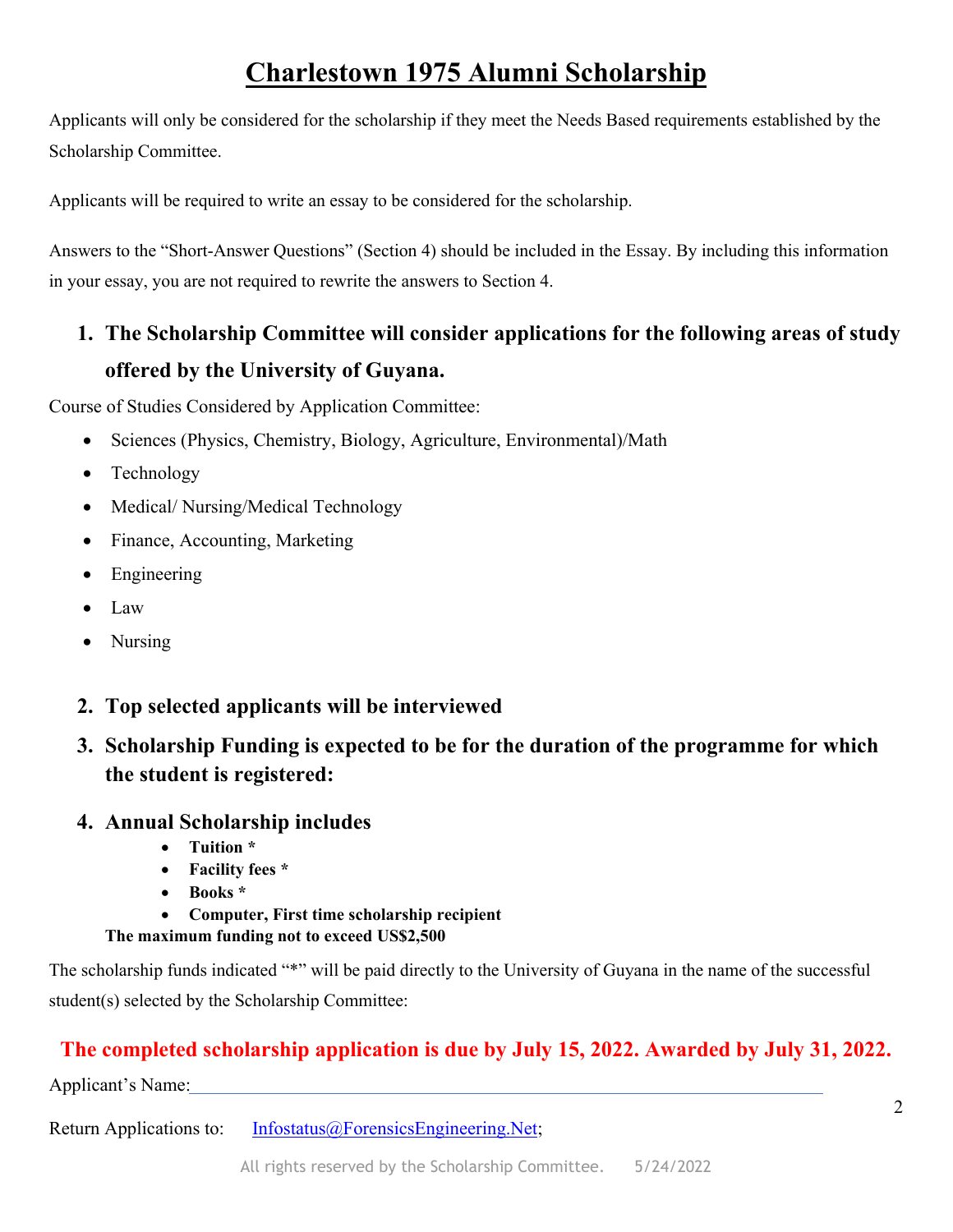# Charlestown 1975 Alumni Scholarship

Applicants will only be considered for the scholarship if they meet the Needs Based requirements established by the Scholarship Committee.

Applicants will be required to write an essay to be considered for the scholarship.

Answers to the "Short-Answer Questions" (Section 4) should be included in the Essay. By including this information in your essay, you are not required to rewrite the answers to Section 4.

1. **The Scholarship Committee will consider applications for the following areas of study offered by the University of Guyana.**

Course of Studies Considered by Application Committee:

- Sciences (Physics, Chemistry, Biology, Agriculture, Environmental)/Math
- Technology
- Medical/ Nursing/Medical Technology
- Finance, Accounting, Marketing
- Engineering
- Law
- Nursing

2. **Top selected applicants will be interviewed**
3. **Scholarship Funding is expected to be for the duration of the programme for which the student is registered:**
4. **Annual Scholarship includes**
    - **Tuition ***
    - **Facility fees ***
    - **Books ***
    - **Computer, First time scholarship recipient**

**The maximum funding not to exceed US$2,500**

The scholarship funds indicated "*" will be paid directly to the University of Guyana in the name of the successful student(s) selected by the Scholarship Committee:

**The completed scholarship application is due by July 15, 2022. Awarded by July 31, 2022.**

Applicant's Name:\_\_\_\_\_\_\_\_\_\_\_\_\_\_\_\_\_\_\_\_\_\_\_\_\_\_\_\_\_\_\_\_\_\_\_\_\_\_\_\_\_\_\_\_\_\_\_\_\_\_\_\_\_\_\_\_\_\_\_\_\_\_\_\_

Return Applications to: Infostatus@ForensicsEngineering.Net;

All rights reserved by the Scholarship Committee. 5/24/2022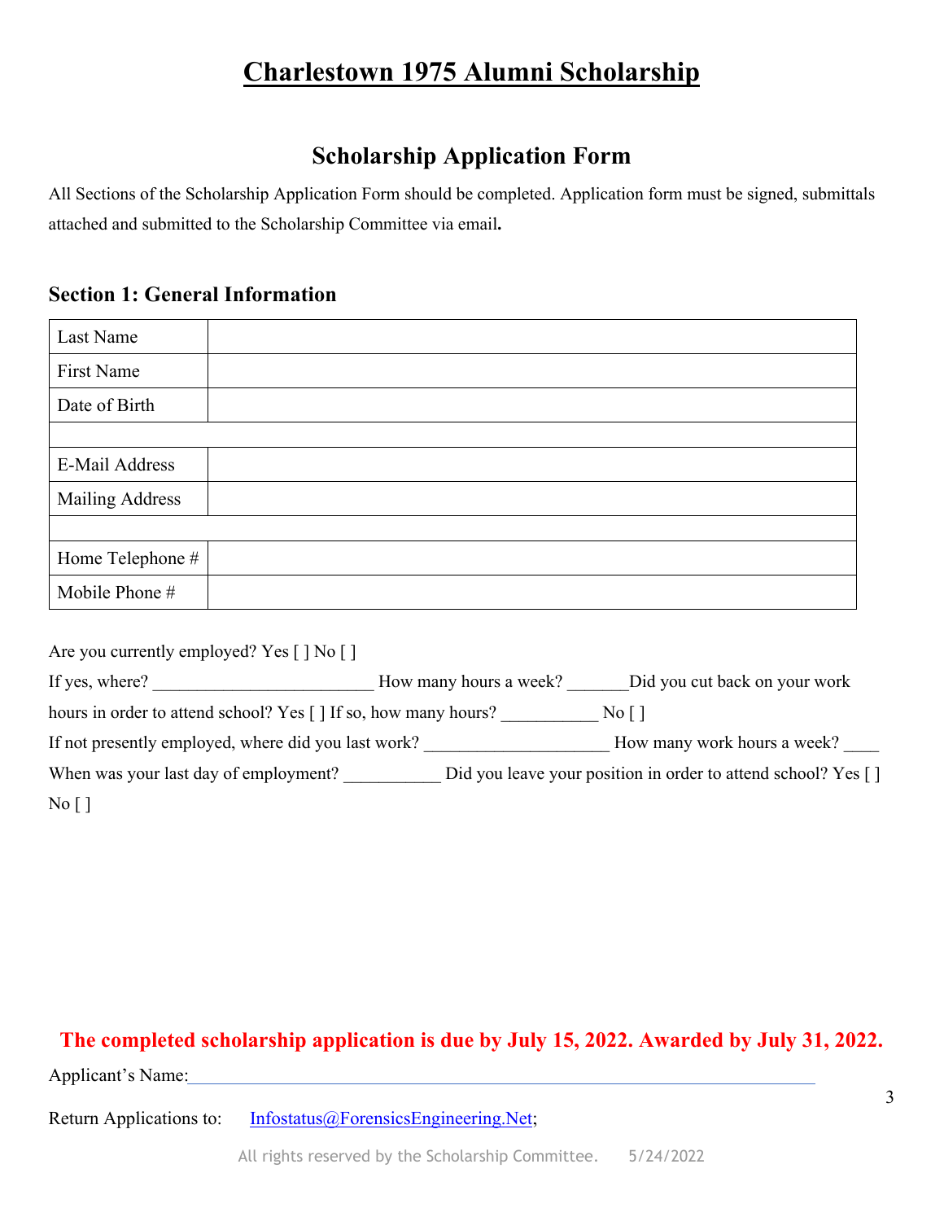# Charlestown 1975 Alumni Scholarship

## Scholarship Application Form

All Sections of the Scholarship Application Form should be completed. Application form must be signed, submittals attached and submitted to the Scholarship Committee via email**.**

### Section 1: General Information

| Last Name | |
|---|---|
| First Name | |
| Date of Birth | |
| | |
| E-Mail Address | |
| Mailing Address | |
| | |
| Home Telephone # | |
| Mobile Phone # | |

Are you currently employed? Yes [ ] No [ ]

If yes, where? _________________________ How many hours a week? _______Did you cut back on your work hours in order to attend school? Yes [ ] If so, how many hours? ___________ No [ ]

If not presently employed, where did you last work? ____________________ How many work hours a week? ____

When was your last day of employment? ___________ Did you leave your position in order to attend school? Yes [ ] No [ ]

**The completed scholarship application is due by July 15, 2022. Awarded by July 31, 2022.**

Applicant's Name:______________________________________________________________________

Return Applications to: Infostatus@ForensicsEngineering.Net;

All rights reserved by the Scholarship Committee. 5/24/2022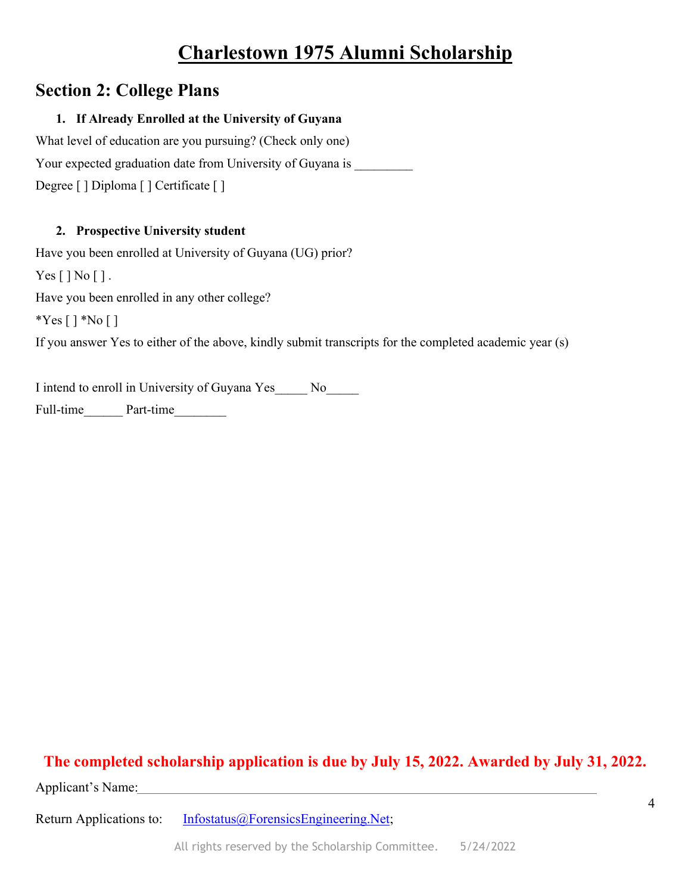# Charlestown 1975 Alumni Scholarship

## Section 2: College Plans

**1. If Already Enrolled at the University of Guyana**

What level of education are you pursuing? (Check only one)

Your expected graduation date from University of Guyana is _________

Degree [ ] Diploma [ ] Certificate [ ]

**2. Prospective University student**

Have you been enrolled at University of Guyana (UG) prior?

Yes [ ] No [ ] .

Have you been enrolled in any other college?

*Yes [ ] *No [ ]

If you answer Yes to either of the above, kindly submit transcripts for the completed academic year (s)

I intend to enroll in University of Guyana Yes_____ No_____

Full-time______ Part-time________

**The completed scholarship application is due by July 15, 2022. Awarded by July 31, 2022.**

Applicant's Name:______________________________________________________________________

Return Applications to: Infostatus@ForensicsEngineering.Net;

All rights reserved by the Scholarship Committee. 5/24/2022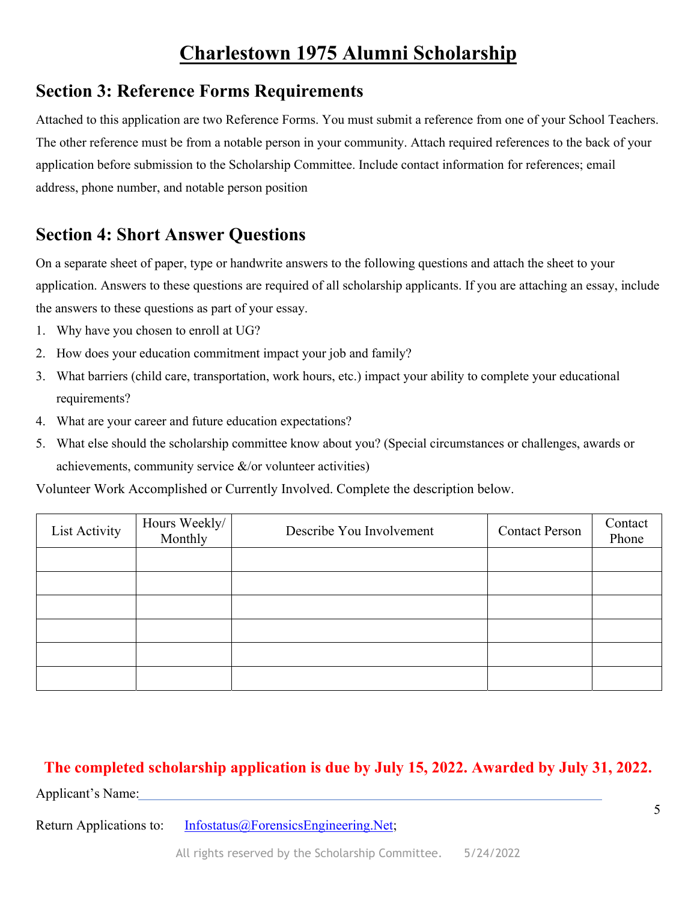# Charlestown 1975 Alumni Scholarship

## Section 3: Reference Forms Requirements

Attached to this application are two Reference Forms. You must submit a reference from one of your School Teachers. The other reference must be from a notable person in your community. Attach required references to the back of your application before submission to the Scholarship Committee. Include contact information for references; email address, phone number, and notable person position

## Section 4: Short Answer Questions

On a separate sheet of paper, type or handwrite answers to the following questions and attach the sheet to your application. Answers to these questions are required of all scholarship applicants. If you are attaching an essay, include the answers to these questions as part of your essay.

1. Why have you chosen to enroll at UG?
2. How does your education commitment impact your job and family?
3. What barriers (child care, transportation, work hours, etc.) impact your ability to complete your educational requirements?
4. What are your career and future education expectations?
5. What else should the scholarship committee know about you? (Special circumstances or challenges, awards or achievements, community service &/or volunteer activities)

Volunteer Work Accomplished or Currently Involved. Complete the description below.

| List Activity | Hours Weekly/ Monthly | Describe You Involvement | Contact Person | Contact Phone |
|---|---|---|---|---|
| | | | | |
| | | | | |
| | | | | |
| | | | | |
| | | | | |
| | | | | |

**The completed scholarship application is due by July 15, 2022. Awarded by July 31, 2022.**

Applicant's Name:\_\_\_\_\_\_\_\_\_\_\_\_\_\_\_\_\_\_\_\_\_\_\_\_\_\_\_\_\_\_\_\_\_\_\_\_\_\_\_\_\_\_\_\_\_\_\_\_\_\_\_\_

Return Applications to: Infostatus@ForensicsEngineering.Net;

All rights reserved by the Scholarship Committee. 5/24/2022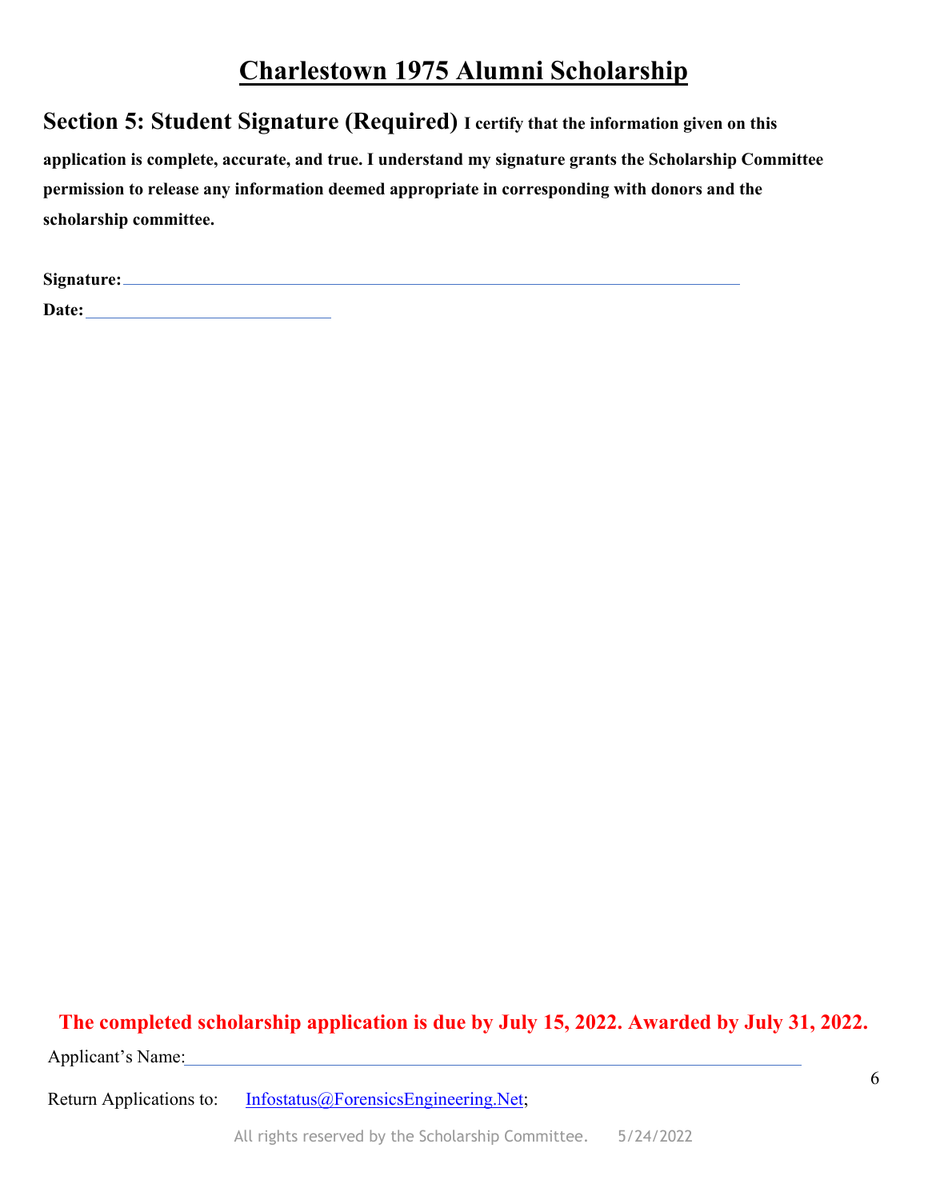# Charlestown 1975 Alumni Scholarship

**Section 5: Student Signature (Required)** **I certify that the information given on this application is complete, accurate, and true. I understand my signature grants the Scholarship Committee permission to release any information deemed appropriate in corresponding with donors and the scholarship committee.**

**Signature:**\_\_\_\_\_\_\_\_\_\_\_\_\_\_\_\_\_\_\_\_\_\_\_\_\_\_\_\_\_\_\_\_\_\_\_\_\_\_\_\_\_\_\_\_\_\_\_\_\_\_\_\_\_\_\_\_\_\_\_\_

**Date:**\_\_\_\_\_\_\_\_\_\_\_\_\_\_\_\_\_\_\_\_\_\_\_\_

**The completed scholarship application is due by July 15, 2022. Awarded by July 31, 2022.**

Applicant's Name:\_\_\_\_\_\_\_\_\_\_\_\_\_\_\_\_\_\_\_\_\_\_\_\_\_\_\_\_\_\_\_\_\_\_\_\_\_\_\_\_\_\_\_\_\_\_\_\_\_\_\_\_\_\_\_\_\_\_\_\_

Return Applications to: Infostatus@ForensicsEngineering.Net;

All rights reserved by the Scholarship Committee. 5/24/2022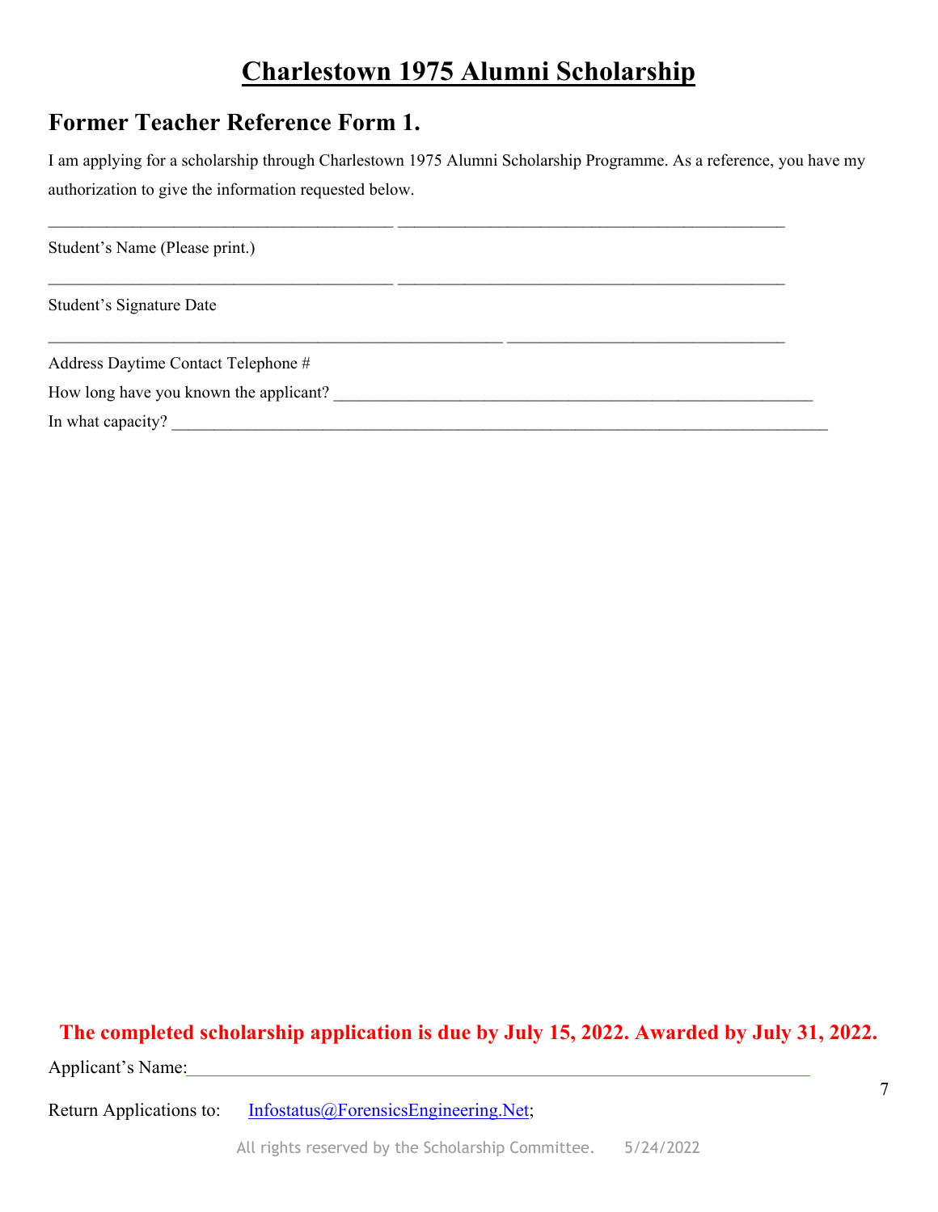# Charlestown 1975 Alumni Scholarship

## Former Teacher Reference Form 1.

I am applying for a scholarship through Charlestown 1975 Alumni Scholarship Programme. As a reference, you have my authorization to give the information requested below.

________________________________________ _____________________________________________

Student's Name (Please print.)

________________________________________ _____________________________________________

Student's Signature Date

____________________________________________________ ________________________________

Address Daytime Contact Telephone #

How long have you known the applicant? _______________________________________________________

In what capacity? ___________________________________________________________________________

**The completed scholarship application is due by July 15, 2022. Awarded by July 31, 2022.**

Applicant's Name:_________________________________________________________________________

Return Applications to: Infostatus@ForensicsEngineering.Net;

All rights reserved by the Scholarship Committee. 5/24/2022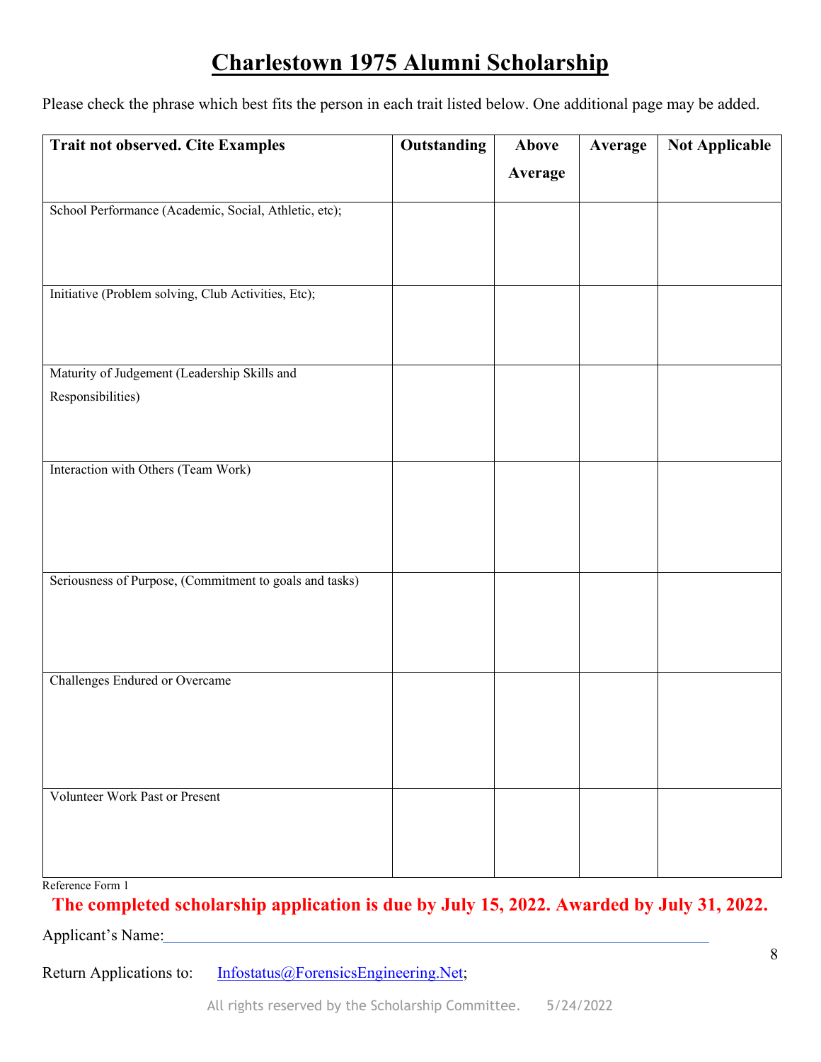# Charlestown 1975 Alumni Scholarship

Please check the phrase which best fits the person in each trait listed below. One additional page may be added.

| Trait not observed. Cite Examples | Outstanding | Above Average | Average | Not Applicable |
|---|---|---|---|---|
| School Performance (Academic, Social, Athletic, etc); | | | | |
| Initiative (Problem solving, Club Activities, Etc); | | | | |
| Maturity of Judgement (Leadership Skills and Responsibilities) | | | | |
| Interaction with Others (Team Work) | | | | |
| Seriousness of Purpose, (Commitment to goals and tasks) | | | | |
| Challenges Endured or Overcame | | | | |
| Volunteer Work Past or Present | | | | |

Reference Form 1

**The completed scholarship application is due by July 15, 2022. Awarded by July 31, 2022.**

Applicant's Name:___________________________________________________________________

Return Applications to: Infostatus@ForensicsEngineering.Net;

All rights reserved by the Scholarship Committee. 5/24/2022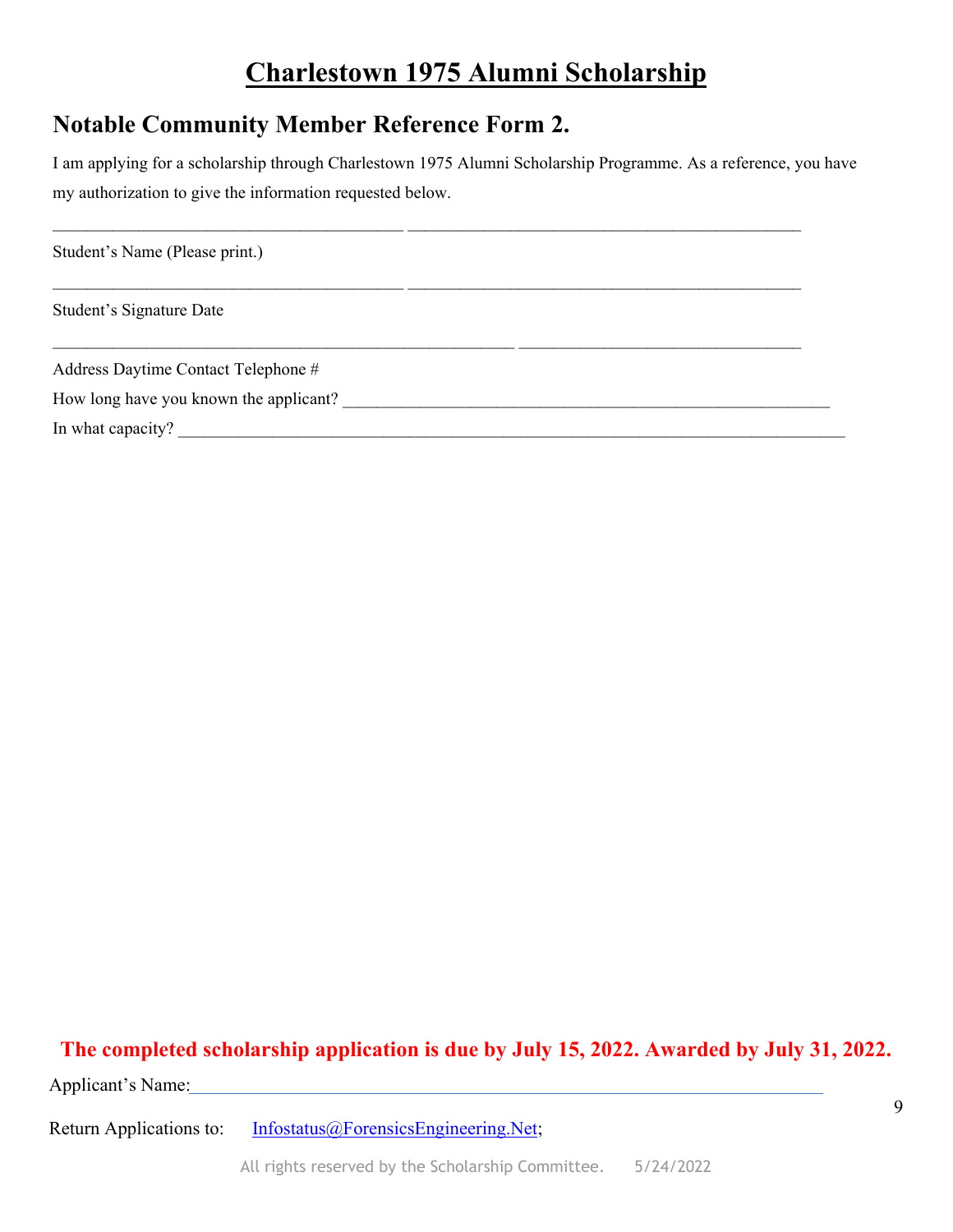# Charlestown 1975 Alumni Scholarship

## Notable Community Member Reference Form 2.

I am applying for a scholarship through Charlestown 1975 Alumni Scholarship Programme. As a reference, you have my authorization to give the information requested below.

________________________________________ ____________________________________________

Student's Name (Please print.)

________________________________________ ____________________________________________

Student's Signature Date

____________________________________________________ ________________________________

Address Daytime Contact Telephone #

How long have you known the applicant? ________________________________________________________

In what capacity? ____________________________________________________________________________

**The completed scholarship application is due by July 15, 2022. Awarded by July 31, 2022.**

Applicant's Name:______________________________________________________________________

Return Applications to: Infostatus@ForensicsEngineering.Net;

All rights reserved by the Scholarship Committee. 5/24/2022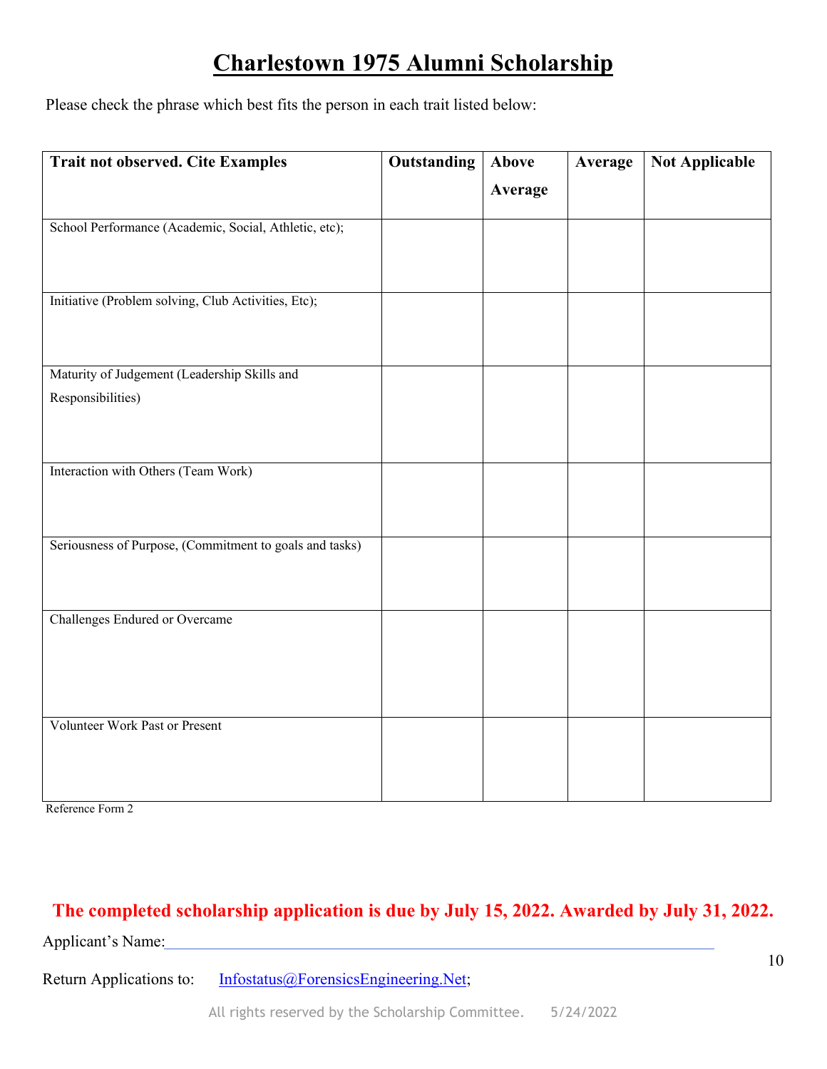# Charlestown 1975 Alumni Scholarship

Please check the phrase which best fits the person in each trait listed below:

| **Trait not observed. Cite Examples** | **Outstanding** | **Above Average** | **Average** | **Not Applicable** |
|---|---|---|---|---|
| School Performance (Academic, Social, Athletic, etc); | | | | |
| Initiative (Problem solving, Club Activities, Etc); | | | | |
| Maturity of Judgement (Leadership Skills and Responsibilities) | | | | |
| Interaction with Others (Team Work) | | | | |
| Seriousness of Purpose, (Commitment to goals and tasks) | | | | |
| Challenges Endured or Overcame | | | | |
| Volunteer Work Past or Present | | | | |

Reference Form 2

**The completed scholarship application is due by July 15, 2022. Awarded by July 31, 2022.**

Applicant's Name:______________________________________________________________

Return Applications to: Infostatus@ForensicsEngineering.Net;

All rights reserved by the Scholarship Committee. 5/24/2022